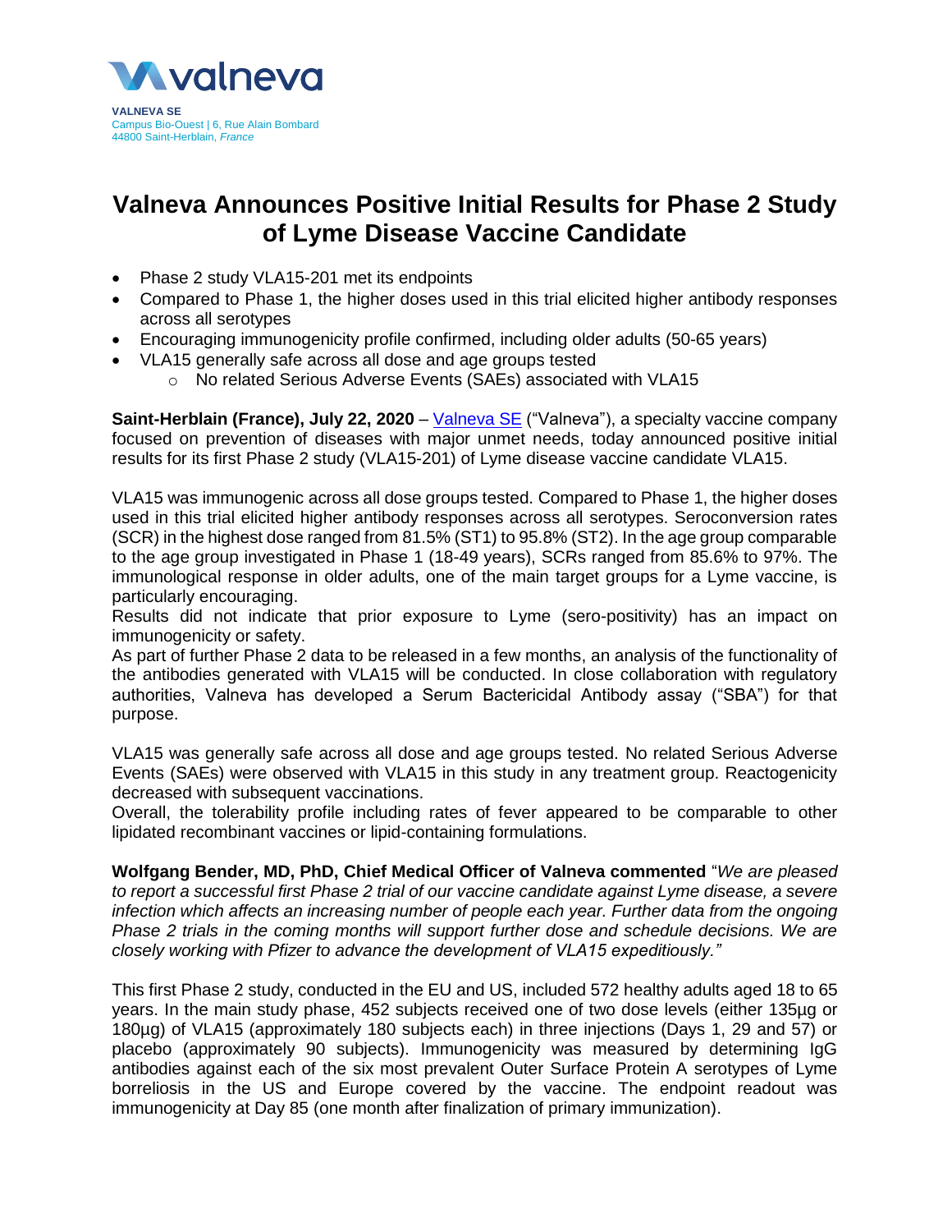valneva

**VALNEVA SE**
Campus Bio-Ouest | 6, Rue Alain Bombard
44800 Saint-Herblain, *France*

# Valneva Announces Positive Initial Results for Phase 2 Study of Lyme Disease Vaccine Candidate

- Phase 2 study VLA15-201 met its endpoints
- Compared to Phase 1, the higher doses used in this trial elicited higher antibody responses across all serotypes
- Encouraging immunogenicity profile confirmed, including older adults (50-65 years)
- VLA15 generally safe across all dose and age groups tested
  - No related Serious Adverse Events (SAEs) associated with VLA15

**Saint-Herblain (France), July 22, 2020** – Valneva SE ("Valneva"), a specialty vaccine company focused on prevention of diseases with major unmet needs, today announced positive initial results for its first Phase 2 study (VLA15-201) of Lyme disease vaccine candidate VLA15.

VLA15 was immunogenic across all dose groups tested. Compared to Phase 1, the higher doses used in this trial elicited higher antibody responses across all serotypes. Seroconversion rates (SCR) in the highest dose ranged from 81.5% (ST1) to 95.8% (ST2). In the age group comparable to the age group investigated in Phase 1 (18-49 years), SCRs ranged from 85.6% to 97%. The immunological response in older adults, one of the main target groups for a Lyme vaccine, is particularly encouraging.
Results did not indicate that prior exposure to Lyme (sero-positivity) has an impact on immunogenicity or safety.
As part of further Phase 2 data to be released in a few months, an analysis of the functionality of the antibodies generated with VLA15 will be conducted. In close collaboration with regulatory authorities, Valneva has developed a Serum Bactericidal Antibody assay ("SBA") for that purpose.

VLA15 was generally safe across all dose and age groups tested. No related Serious Adverse Events (SAEs) were observed with VLA15 in this study in any treatment group. Reactogenicity decreased with subsequent vaccinations.
Overall, the tolerability profile including rates of fever appeared to be comparable to other lipidated recombinant vaccines or lipid-containing formulations.

**Wolfgang Bender, MD, PhD, Chief Medical Officer of Valneva commented** "*We are pleased to report a successful first Phase 2 trial of our vaccine candidate against Lyme disease, a severe infection which affects an increasing number of people each year. Further data from the ongoing Phase 2 trials in the coming months will support further dose and schedule decisions. We are closely working with Pfizer to advance the development of VLA15 expeditiously.*"

This first Phase 2 study, conducted in the EU and US, included 572 healthy adults aged 18 to 65 years. In the main study phase, 452 subjects received one of two dose levels (either 135µg or 180µg) of VLA15 (approximately 180 subjects each) in three injections (Days 1, 29 and 57) or placebo (approximately 90 subjects). Immunogenicity was measured by determining IgG antibodies against each of the six most prevalent Outer Surface Protein A serotypes of Lyme borreliosis in the US and Europe covered by the vaccine. The endpoint readout was immunogenicity at Day 85 (one month after finalization of primary immunization).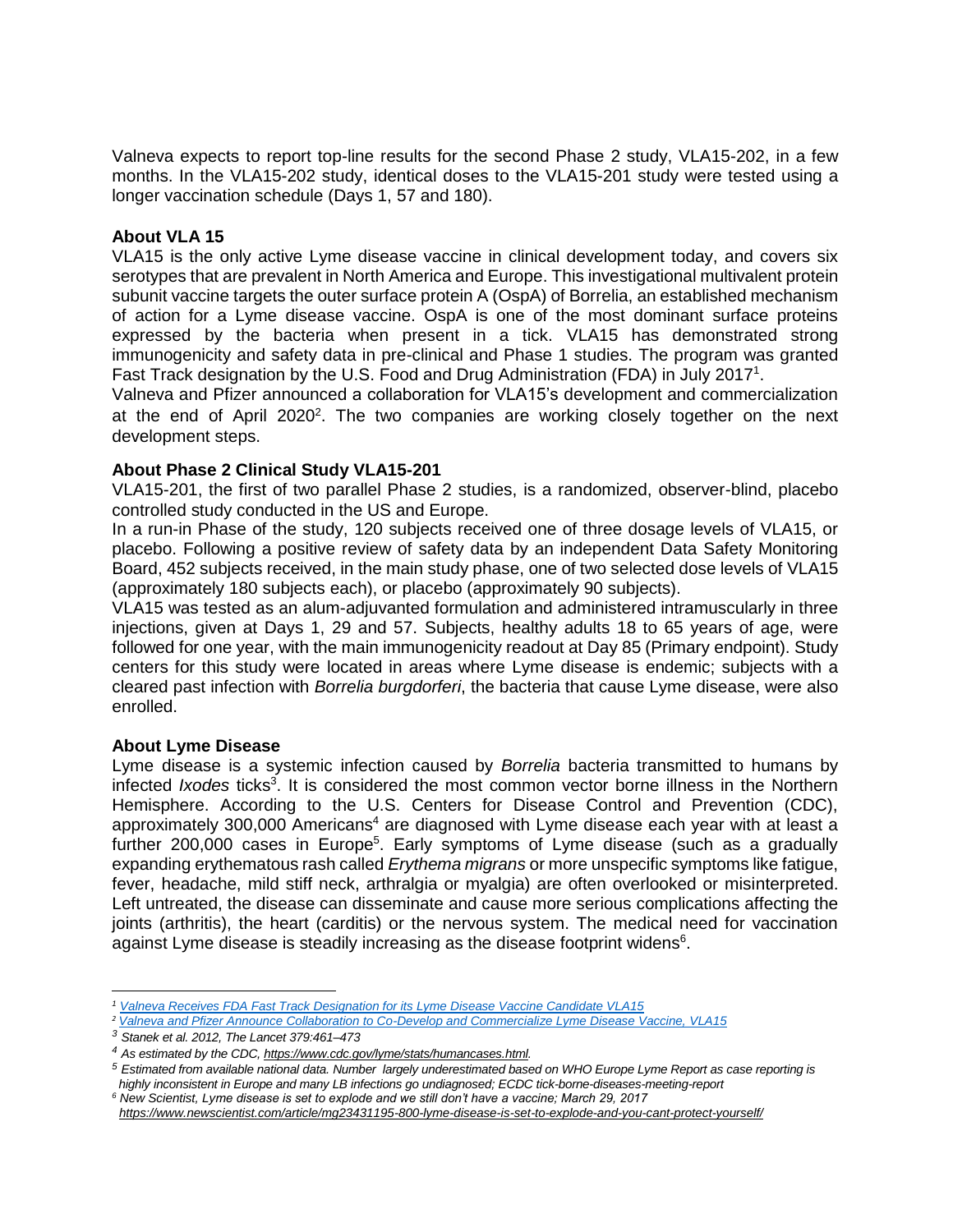Valneva expects to report top-line results for the second Phase 2 study, VLA15-202, in a few months. In the VLA15-202 study, identical doses to the VLA15-201 study were tested using a longer vaccination schedule (Days 1, 57 and 180).

**About VLA 15**

VLA15 is the only active Lyme disease vaccine in clinical development today, and covers six serotypes that are prevalent in North America and Europe. This investigational multivalent protein subunit vaccine targets the outer surface protein A (OspA) of Borrelia, an established mechanism of action for a Lyme disease vaccine. OspA is one of the most dominant surface proteins expressed by the bacteria when present in a tick. VLA15 has demonstrated strong immunogenicity and safety data in pre-clinical and Phase 1 studies. The program was granted Fast Track designation by the U.S. Food and Drug Administration (FDA) in July 2017[1].

Valneva and Pfizer announced a collaboration for VLA15's development and commercialization at the end of April 2020[2]. The two companies are working closely together on the next development steps.

**About Phase 2 Clinical Study VLA15-201**

VLA15-201, the first of two parallel Phase 2 studies, is a randomized, observer-blind, placebo controlled study conducted in the US and Europe.

In a run-in Phase of the study, 120 subjects received one of three dosage levels of VLA15, or placebo. Following a positive review of safety data by an independent Data Safety Monitoring Board, 452 subjects received, in the main study phase, one of two selected dose levels of VLA15 (approximately 180 subjects each), or placebo (approximately 90 subjects).

VLA15 was tested as an alum-adjuvanted formulation and administered intramuscularly in three injections, given at Days 1, 29 and 57. Subjects, healthy adults 18 to 65 years of age, were followed for one year, with the main immunogenicity readout at Day 85 (Primary endpoint). Study centers for this study were located in areas where Lyme disease is endemic; subjects with a cleared past infection with *Borrelia burgdorferi*, the bacteria that cause Lyme disease, were also enrolled.

**About Lyme Disease**

Lyme disease is a systemic infection caused by *Borrelia* bacteria transmitted to humans by infected *Ixodes* ticks[3]. It is considered the most common vector borne illness in the Northern Hemisphere. According to the U.S. Centers for Disease Control and Prevention (CDC), approximately 300,000 Americans[4] are diagnosed with Lyme disease each year with at least a further 200,000 cases in Europe[5]. Early symptoms of Lyme disease (such as a gradually expanding erythematous rash called *Erythema migrans* or more unspecific symptoms like fatigue, fever, headache, mild stiff neck, arthralgia or myalgia) are often overlooked or misinterpreted. Left untreated, the disease can disseminate and cause more serious complications affecting the joints (arthritis), the heart (carditis) or the nervous system. The medical need for vaccination against Lyme disease is steadily increasing as the disease footprint widens[6].

---

[1] Valneva Receives FDA Fast Track Designation for its Lyme Disease Vaccine Candidate VLA15

[2] Valneva and Pfizer Announce Collaboration to Co-Develop and Commercialize Lyme Disease Vaccine, VLA15

[3] Stanek et al. 2012, The Lancet 379:461–473

[4] As estimated by the CDC, https://www.cdc.gov/lyme/stats/humancases.html.

[5] Estimated from available national data. Number largely underestimated based on WHO Europe Lyme Report as case reporting is highly inconsistent in Europe and many LB infections go undiagnosed; ECDC tick-borne-diseases-meeting-report

[6] New Scientist, Lyme disease is set to explode and we still don't have a vaccine; March 29, 2017 https://www.newscientist.com/article/mg23431195-800-lyme-disease-is-set-to-explode-and-you-cant-protect-yourself/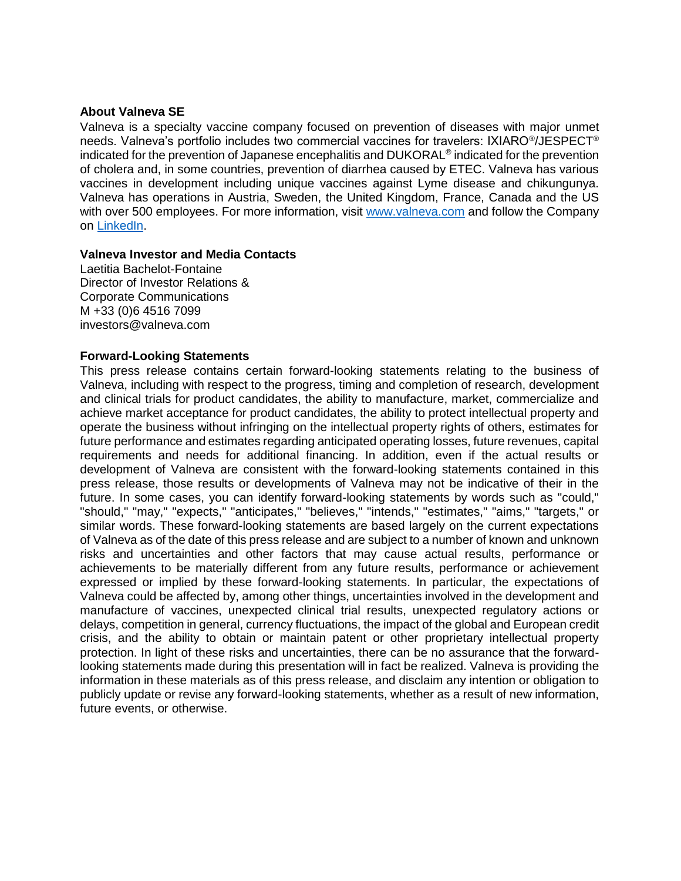### About Valneva SE

Valneva is a specialty vaccine company focused on prevention of diseases with major unmet needs. Valneva's portfolio includes two commercial vaccines for travelers: IXIARO®/JESPECT® indicated for the prevention of Japanese encephalitis and DUKORAL® indicated for the prevention of cholera and, in some countries, prevention of diarrhea caused by ETEC. Valneva has various vaccines in development including unique vaccines against Lyme disease and chikungunya. Valneva has operations in Austria, Sweden, the United Kingdom, France, Canada and the US with over 500 employees. For more information, visit [www.valneva.com](http://www.valneva.com) and follow the Company on [LinkedIn](https://www.linkedin.com).

### Valneva Investor and Media Contacts

Laetitia Bachelot-Fontaine
Director of Investor Relations &
Corporate Communications
M +33 (0)6 4516 7099
investors@valneva.com

### Forward-Looking Statements

This press release contains certain forward-looking statements relating to the business of Valneva, including with respect to the progress, timing and completion of research, development and clinical trials for product candidates, the ability to manufacture, market, commercialize and achieve market acceptance for product candidates, the ability to protect intellectual property and operate the business without infringing on the intellectual property rights of others, estimates for future performance and estimates regarding anticipated operating losses, future revenues, capital requirements and needs for additional financing. In addition, even if the actual results or development of Valneva are consistent with the forward-looking statements contained in this press release, those results or developments of Valneva may not be indicative of their in the future. In some cases, you can identify forward-looking statements by words such as "could," "should," "may," "expects," "anticipates," "believes," "intends," "estimates," "aims," "targets," or similar words. These forward-looking statements are based largely on the current expectations of Valneva as of the date of this press release and are subject to a number of known and unknown risks and uncertainties and other factors that may cause actual results, performance or achievements to be materially different from any future results, performance or achievement expressed or implied by these forward-looking statements. In particular, the expectations of Valneva could be affected by, among other things, uncertainties involved in the development and manufacture of vaccines, unexpected clinical trial results, unexpected regulatory actions or delays, competition in general, currency fluctuations, the impact of the global and European credit crisis, and the ability to obtain or maintain patent or other proprietary intellectual property protection. In light of these risks and uncertainties, there can be no assurance that the forward-looking statements made during this presentation will in fact be realized. Valneva is providing the information in these materials as of this press release, and disclaim any intention or obligation to publicly update or revise any forward-looking statements, whether as a result of new information, future events, or otherwise.